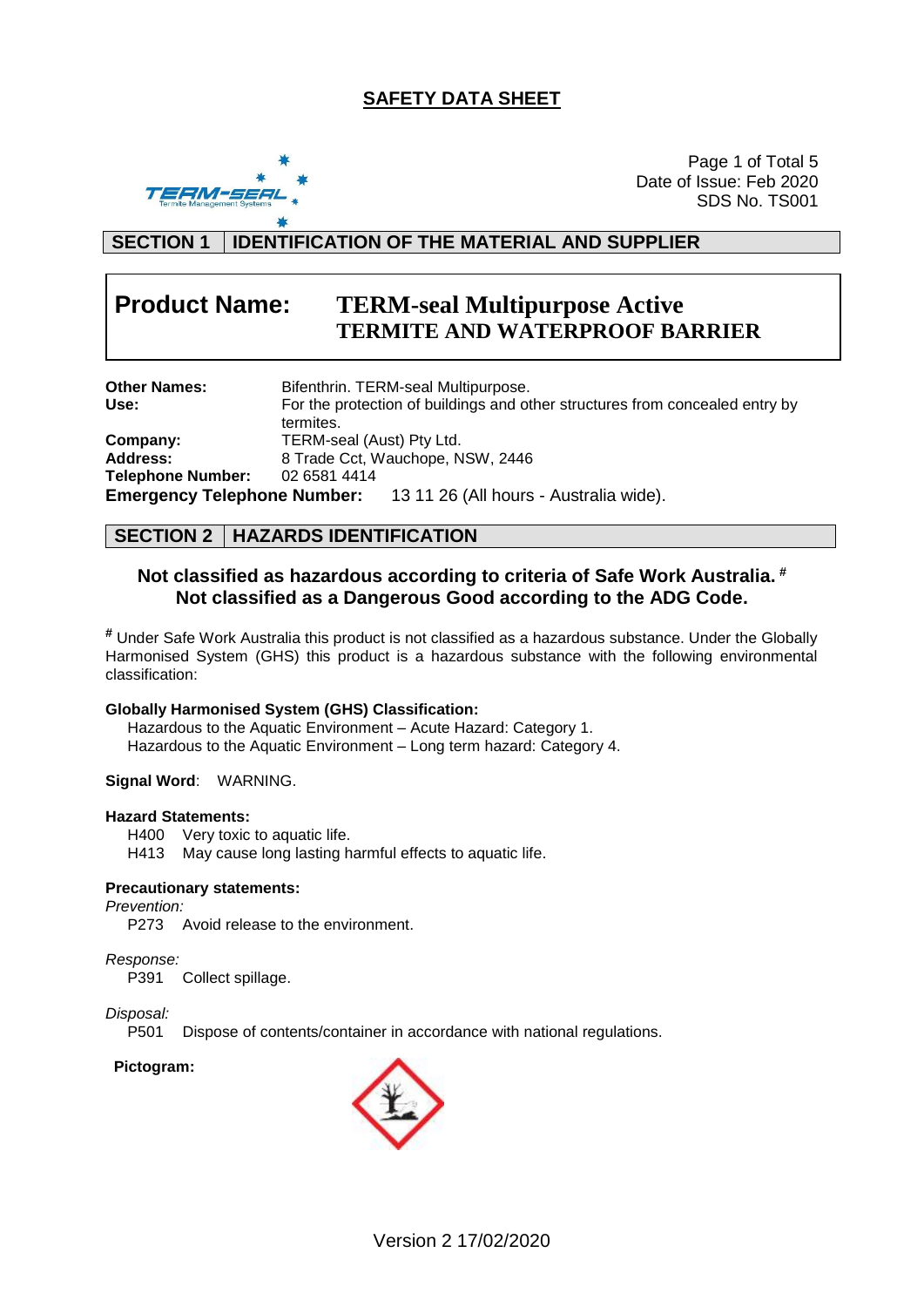# SAFETY DATA SHEET

Date of Issue: Feb 2020
SDS No. TS001

## SECTION 1 IDENTIFICATION OF THE MATERIAL AND SUPPLIER

**Product Name:** **TERM-seal Multipurpose Active TERMITE AND WATERPROOF BARRIER**

**Other Names:** Bifenthrin. TERM-seal Multipurpose.
**Use:** For the protection of buildings and other structures from concealed entry by termites.
**Company:** TERM-seal (Aust) Pty Ltd.
**Address:** 8 Trade Cct, Wauchope, NSW, 2446
**Telephone Number:** 02 6581 4414
**Emergency Telephone Number:** 13 11 26 (All hours - Australia wide).

## SECTION 2 HAZARDS IDENTIFICATION

**Not classified as hazardous according to criteria of Safe Work Australia. #**
**Not classified as a Dangerous Good according to the ADG Code.**

**#** Under Safe Work Australia this product is not classified as a hazardous substance. Under the Globally Harmonised System (GHS) this product is a hazardous substance with the following environmental classification:

**Globally Harmonised System (GHS) Classification:**
Hazardous to the Aquatic Environment – Acute Hazard: Category 1.
Hazardous to the Aquatic Environment – Long term hazard: Category 4.

**Signal Word**: WARNING.

**Hazard Statements:**
H400 Very toxic to aquatic life.
H413 May cause long lasting harmful effects to aquatic life.

**Precautionary statements:**

*Prevention:*
P273 Avoid release to the environment.

*Response:*
P391 Collect spillage.

*Disposal:*
P501 Dispose of contents/container in accordance with national regulations.

**Pictogram:**

Version 2 17/02/2020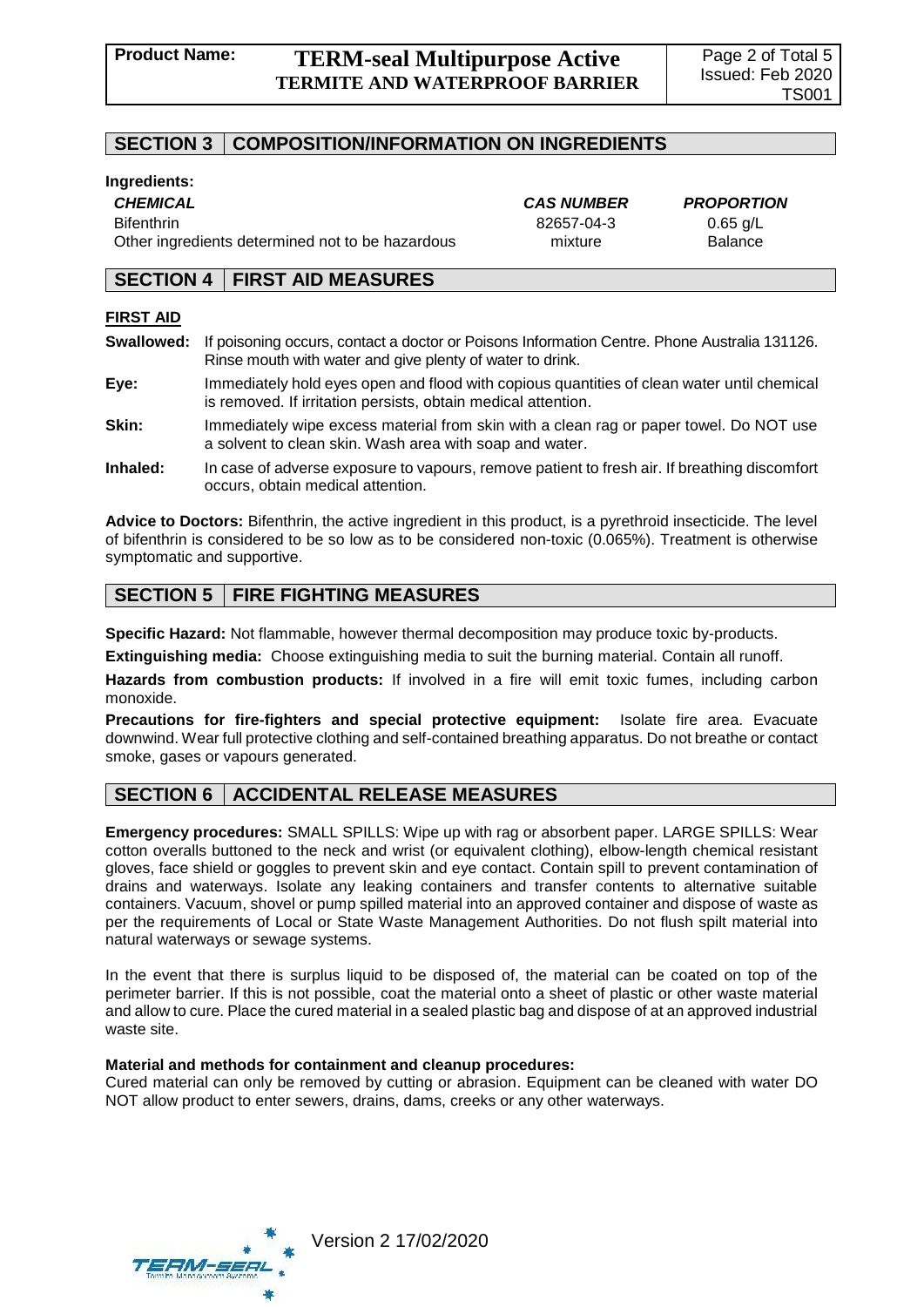## SECTION 3 | COMPOSITION/INFORMATION ON INGREDIENTS

**Ingredients:**

| *CHEMICAL* | *CAS NUMBER* | *PROPORTION* |
| --- | --- | --- |
| Bifenthrin | 82657-04-3 | 0.65 g/L |
| Other ingredients determined not to be hazardous | mixture | Balance |

## SECTION 4 | FIRST AID MEASURES

**FIRST AID**

**Swallowed:** If poisoning occurs, contact a doctor or Poisons Information Centre. Phone Australia 131126. Rinse mouth with water and give plenty of water to drink.

**Eye:** Immediately hold eyes open and flood with copious quantities of clean water until chemical is removed. If irritation persists, obtain medical attention.

**Skin:** Immediately wipe excess material from skin with a clean rag or paper towel. Do NOT use a solvent to clean skin. Wash area with soap and water.

**Inhaled:** In case of adverse exposure to vapours, remove patient to fresh air. If breathing discomfort occurs, obtain medical attention.

**Advice to Doctors:** Bifenthrin, the active ingredient in this product, is a pyrethroid insecticide. The level of bifenthrin is considered to be so low as to be considered non-toxic (0.065%). Treatment is otherwise symptomatic and supportive.

## SECTION 5 | FIRE FIGHTING MEASURES

**Specific Hazard:** Not flammable, however thermal decomposition may produce toxic by-products.

**Extinguishing media:** Choose extinguishing media to suit the burning material. Contain all runoff.

**Hazards from combustion products:** If involved in a fire will emit toxic fumes, including carbon monoxide.

**Precautions for fire-fighters and special protective equipment:** Isolate fire area. Evacuate downwind. Wear full protective clothing and self-contained breathing apparatus. Do not breathe or contact smoke, gases or vapours generated.

## SECTION 6 | ACCIDENTAL RELEASE MEASURES

**Emergency procedures:** SMALL SPILLS: Wipe up with rag or absorbent paper. LARGE SPILLS: Wear cotton overalls buttoned to the neck and wrist (or equivalent clothing), elbow-length chemical resistant gloves, face shield or goggles to prevent skin and eye contact. Contain spill to prevent contamination of drains and waterways. Isolate any leaking containers and transfer contents to alternative suitable containers. Vacuum, shovel or pump spilled material into an approved container and dispose of waste as per the requirements of Local or State Waste Management Authorities. Do not flush spilt material into natural waterways or sewage systems.

In the event that there is surplus liquid to be disposed of, the material can be coated on top of the perimeter barrier. If this is not possible, coat the material onto a sheet of plastic or other waste material and allow to cure. Place the cured material in a sealed plastic bag and dispose of at an approved industrial waste site.

**Material and methods for containment and cleanup procedures:**

Cured material can only be removed by cutting or abrasion. Equipment can be cleaned with water DO NOT allow product to enter sewers, drains, dams, creeks or any other waterways.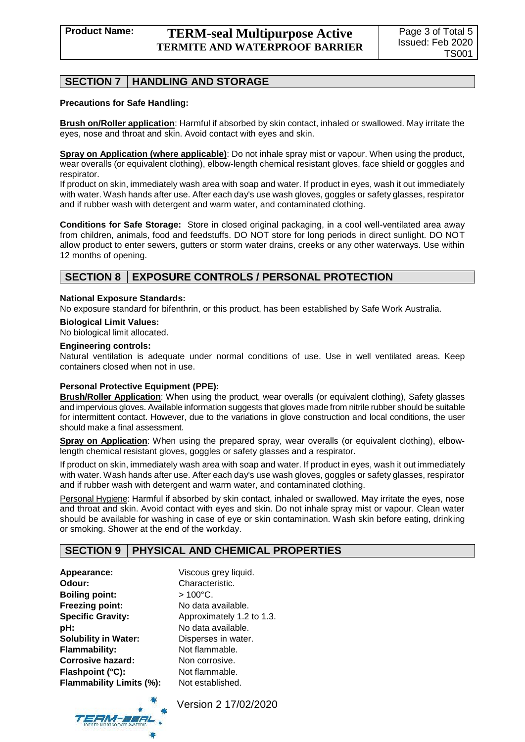## SECTION 7 HANDLING AND STORAGE

**Precautions for Safe Handling:**

**Brush on/Roller application**: Harmful if absorbed by skin contact, inhaled or swallowed. May irritate the eyes, nose and throat and skin. Avoid contact with eyes and skin.

**Spray on Application (where applicable)**: Do not inhale spray mist or vapour. When using the product, wear overalls (or equivalent clothing), elbow-length chemical resistant gloves, face shield or goggles and respirator.

If product on skin, immediately wash area with soap and water. If product in eyes, wash it out immediately with water. Wash hands after use. After each day's use wash gloves, goggles or safety glasses, respirator and if rubber wash with detergent and warm water, and contaminated clothing.

**Conditions for Safe Storage:** Store in closed original packaging, in a cool well-ventilated area away from children, animals, food and feedstuffs. DO NOT store for long periods in direct sunlight. DO NOT allow product to enter sewers, gutters or storm water drains, creeks or any other waterways. Use within 12 months of opening.

## SECTION 8 EXPOSURE CONTROLS / PERSONAL PROTECTION

**National Exposure Standards:**
No exposure standard for bifenthrin, or this product, has been established by Safe Work Australia.

**Biological Limit Values:**
No biological limit allocated.

**Engineering controls:**
Natural ventilation is adequate under normal conditions of use. Use in well ventilated areas. Keep containers closed when not in use.

**Personal Protective Equipment (PPE):**

**Brush/Roller Application**: When using the product, wear overalls (or equivalent clothing), Safety glasses and impervious gloves. Available information suggests that gloves made from nitrile rubber should be suitable for intermittent contact. However, due to the variations in glove construction and local conditions, the user should make a final assessment.

**Spray on Application**: When using the prepared spray, wear overalls (or equivalent clothing), elbow-length chemical resistant gloves, goggles or safety glasses and a respirator.

If product on skin, immediately wash area with soap and water. If product in eyes, wash it out immediately with water. Wash hands after use. After each day's use wash gloves, goggles or safety glasses, respirator and if rubber wash with detergent and warm water, and contaminated clothing.

Personal Hygiene: Harmful if absorbed by skin contact, inhaled or swallowed. May irritate the eyes, nose and throat and skin. Avoid contact with eyes and skin. Do not inhale spray mist or vapour. Clean water should be available for washing in case of eye or skin contamination. Wash skin before eating, drinking or smoking. Shower at the end of the workday.

## SECTION 9 PHYSICAL AND CHEMICAL PROPERTIES

| | |
|---|---|
| **Appearance:** | Viscous grey liquid. |
| **Odour:** | Characteristic. |
| **Boiling point:** | > 100°C. |
| **Freezing point:** | No data available. |
| **Specific Gravity:** | Approximately 1.2 to 1.3. |
| **pH:** | No data available. |
| **Solubility in Water:** | Disperses in water. |
| **Flammability:** | Not flammable. |
| **Corrosive hazard:** | Non corrosive. |
| **Flashpoint (°C):** | Not flammable. |
| **Flammability Limits (%):** | Not established. |

Version 2 17/02/2020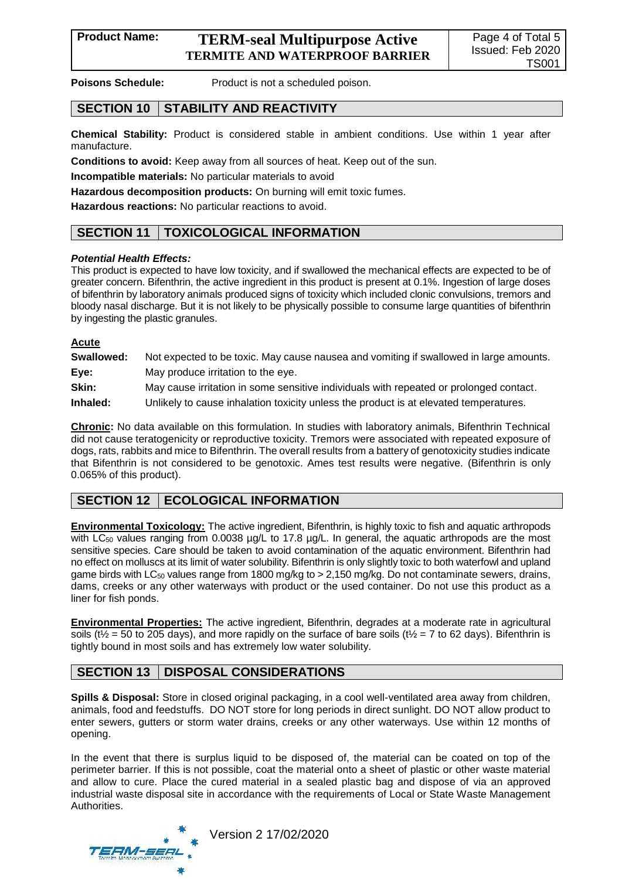**Poisons Schedule:** Product is not a scheduled poison.

## SECTION 10 STABILITY AND REACTIVITY

**Chemical Stability:** Product is considered stable in ambient conditions. Use within 1 year after manufacture.

**Conditions to avoid:** Keep away from all sources of heat. Keep out of the sun.

**Incompatible materials:** No particular materials to avoid

**Hazardous decomposition products:** On burning will emit toxic fumes.

**Hazardous reactions:** No particular reactions to avoid.

## SECTION 11 TOXICOLOGICAL INFORMATION

***Potential Health Effects:***

This product is expected to have low toxicity, and if swallowed the mechanical effects are expected to be of greater concern. Bifenthrin, the active ingredient in this product is present at 0.1%. Ingestion of large doses of bifenthrin by laboratory animals produced signs of toxicity which included clonic convulsions, tremors and bloody nasal discharge. But it is not likely to be physically possible to consume large quantities of bifenthrin by ingesting the plastic granules.

**Acute**

**Swallowed:** Not expected to be toxic. May cause nausea and vomiting if swallowed in large amounts.

**Eye:** May produce irritation to the eye.

**Skin:** May cause irritation in some sensitive individuals with repeated or prolonged contact.

**Inhaled:** Unlikely to cause inhalation toxicity unless the product is at elevated temperatures.

**Chronic:** No data available on this formulation. In studies with laboratory animals, Bifenthrin Technical did not cause teratogenicity or reproductive toxicity. Tremors were associated with repeated exposure of dogs, rats, rabbits and mice to Bifenthrin. The overall results from a battery of genotoxicity studies indicate that Bifenthrin is not considered to be genotoxic. Ames test results were negative. (Bifenthrin is only 0.065% of this product).

## SECTION 12 ECOLOGICAL INFORMATION

**Environmental Toxicology:** The active ingredient, Bifenthrin, is highly toxic to fish and aquatic arthropods with $LC_{50}$ values ranging from 0.0038 µg/L to 17.8 µg/L. In general, the aquatic arthropods are the most sensitive species. Care should be taken to avoid contamination of the aquatic environment. Bifenthrin had no effect on molluscs at its limit of water solubility. Bifenthrin is only slightly toxic to both waterfowl and upland game birds with $LC_{50}$ values range from 1800 mg/kg to > 2,150 mg/kg. Do not contaminate sewers, drains, dams, creeks or any other waterways with product or the used container. Do not use this product as a liner for fish ponds.

**Environmental Properties:** The active ingredient, Bifenthrin, degrades at a moderate rate in agricultural soils ($t½$ = 50 to 205 days), and more rapidly on the surface of bare soils ($t½$ = 7 to 62 days). Bifenthrin is tightly bound in most soils and has extremely low water solubility.

## SECTION 13 DISPOSAL CONSIDERATIONS

**Spills & Disposal:** Store in closed original packaging, in a cool well-ventilated area away from children, animals, food and feedstuffs. DO NOT store for long periods in direct sunlight. DO NOT allow product to enter sewers, gutters or storm water drains, creeks or any other waterways. Use within 12 months of opening.

In the event that there is surplus liquid to be disposed of, the material can be coated on top of the perimeter barrier. If this is not possible, coat the material onto a sheet of plastic or other waste material and allow to cure. Place the cured material in a sealed plastic bag and dispose of via an approved industrial waste disposal site in accordance with the requirements of Local or State Waste Management Authorities.

Version 2 17/02/2020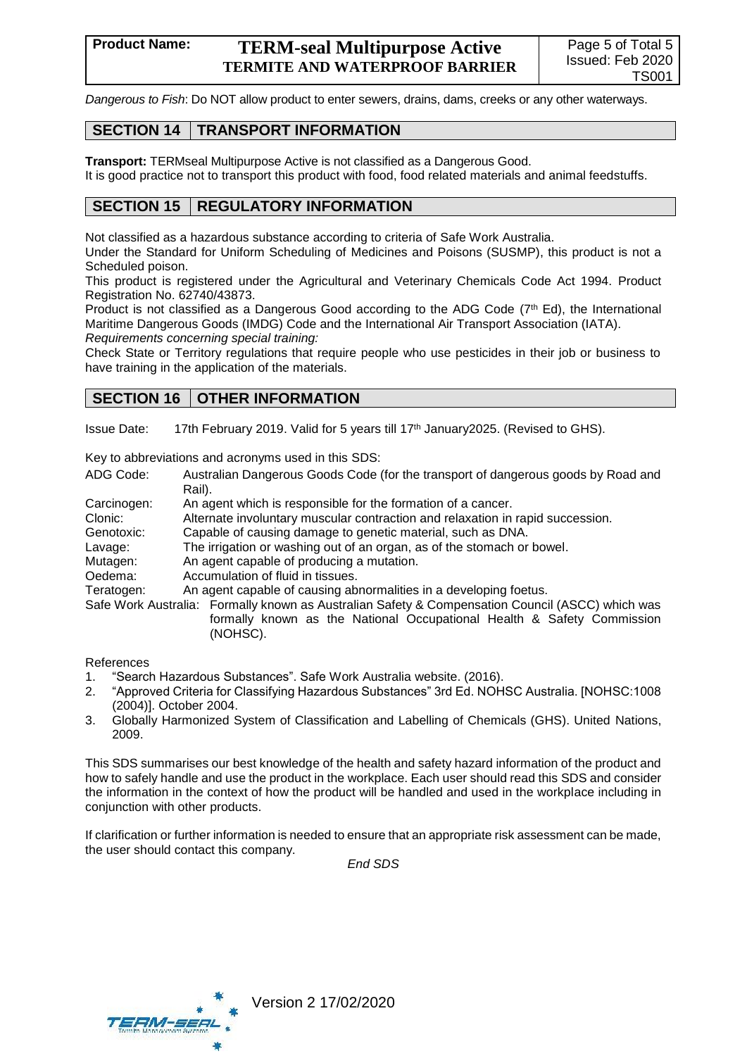*Dangerous to Fish*: Do NOT allow product to enter sewers, drains, dams, creeks or any other waterways.

## SECTION 14 TRANSPORT INFORMATION

**Transport:** TERMseal Multipurpose Active is not classified as a Dangerous Good.
It is good practice not to transport this product with food, food related materials and animal feedstuffs.

## SECTION 15 REGULATORY INFORMATION

Not classified as a hazardous substance according to criteria of Safe Work Australia.
Under the Standard for Uniform Scheduling of Medicines and Poisons (SUSMP), this product is not a Scheduled poison.
This product is registered under the Agricultural and Veterinary Chemicals Code Act 1994. Product Registration No. 62740/43873.
Product is not classified as a Dangerous Good according to the ADG Code (7th Ed), the International Maritime Dangerous Goods (IMDG) Code and the International Air Transport Association (IATA).
*Requirements concerning special training:*
Check State or Territory regulations that require people who use pesticides in their job or business to have training in the application of the materials.

## SECTION 16 OTHER INFORMATION

Issue Date: 17th February 2019. Valid for 5 years till 17th January2025. (Revised to GHS).

Key to abbreviations and acronyms used in this SDS:

| | |
|---|---|
| ADG Code: | Australian Dangerous Goods Code (for the transport of dangerous goods by Road and Rail). |
| Carcinogen: | An agent which is responsible for the formation of a cancer. |
| Clonic: | Alternate involuntary muscular contraction and relaxation in rapid succession. |
| Genotoxic: | Capable of causing damage to genetic material, such as DNA. |
| Lavage: | The irrigation or washing out of an organ, as of the stomach or bowel. |
| Mutagen: | An agent capable of producing a mutation. |
| Oedema: | Accumulation of fluid in tissues. |
| Teratogen: | An agent capable of causing abnormalities in a developing foetus. |
| Safe Work Australia: | Formally known as Australian Safety & Compensation Council (ASCC) which was formally known as the National Occupational Health & Safety Commission (NOHSC). |

References
1. "Search Hazardous Substances". Safe Work Australia website. (2016).
2. "Approved Criteria for Classifying Hazardous Substances" 3rd Ed. NOHSC Australia. [NOHSC:1008 (2004)]. October 2004.
3. Globally Harmonized System of Classification and Labelling of Chemicals (GHS). United Nations, 2009.

This SDS summarises our best knowledge of the health and safety hazard information of the product and how to safely handle and use the product in the workplace. Each user should read this SDS and consider the information in the context of how the product will be handled and used in the workplace including in conjunction with other products.

If clarification or further information is needed to ensure that an appropriate risk assessment can be made, the user should contact this company.

*End SDS*

Version 2 17/02/2020